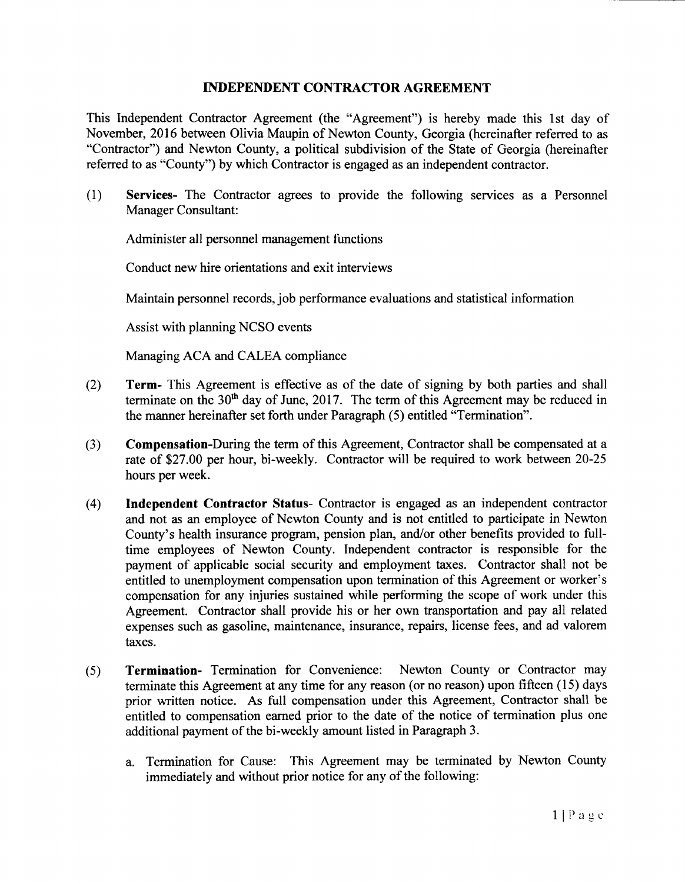# INDEPENDENT CONTRACTOR AGREEMENT

This Independent Contractor Agreement (the "Agreement") is hereby made this 1st day of November, 2016 between Olivia Maupin of Newton County, Georgia (hereinafter referred to as "Contractor") and Newton County, a political subdivision of the State of Georgia (hereinafter referred to as "County") by which Contractor is engaged as an independent contractor.

(1) **Services-** The Contractor agrees to provide the following services as a Personnel Manager Consultant:

Administer all personnel management functions

Conduct new hire orientations and exit interviews

Maintain personnel records, job performance evaluations and statistical information

Assist with planning NCSO events

Managing ACA and CALEA compliance

(2) **Term-** This Agreement is effective as of the date of signing by both parties and shall terminate on the 30th day of June, 2017. The term of this Agreement may be reduced in the manner hereinafter set forth under Paragraph (5) entitled "Termination".

(3) **Compensation-**During the term of this Agreement, Contractor shall be compensated at a rate of $27.00 per hour, bi-weekly. Contractor will be required to work between 20-25 hours per week.

(4) **Independent Contractor Status-** Contractor is engaged as an independent contractor and not as an employee of Newton County and is not entitled to participate in Newton County's health insurance program, pension plan, and/or other benefits provided to full-time employees of Newton County. Independent contractor is responsible for the payment of applicable social security and employment taxes. Contractor shall not be entitled to unemployment compensation upon termination of this Agreement or worker's compensation for any injuries sustained while performing the scope of work under this Agreement. Contractor shall provide his or her own transportation and pay all related expenses such as gasoline, maintenance, insurance, repairs, license fees, and ad valorem taxes.

(5) **Termination-** Termination for Convenience: Newton County or Contractor may terminate this Agreement at any time for any reason (or no reason) upon fifteen (15) days prior written notice. As full compensation under this Agreement, Contractor shall be entitled to compensation earned prior to the date of the notice of termination plus one additional payment of the bi-weekly amount listed in Paragraph 3.

   a. Termination for Cause: This Agreement may be terminated by Newton County immediately and without prior notice for any of the following: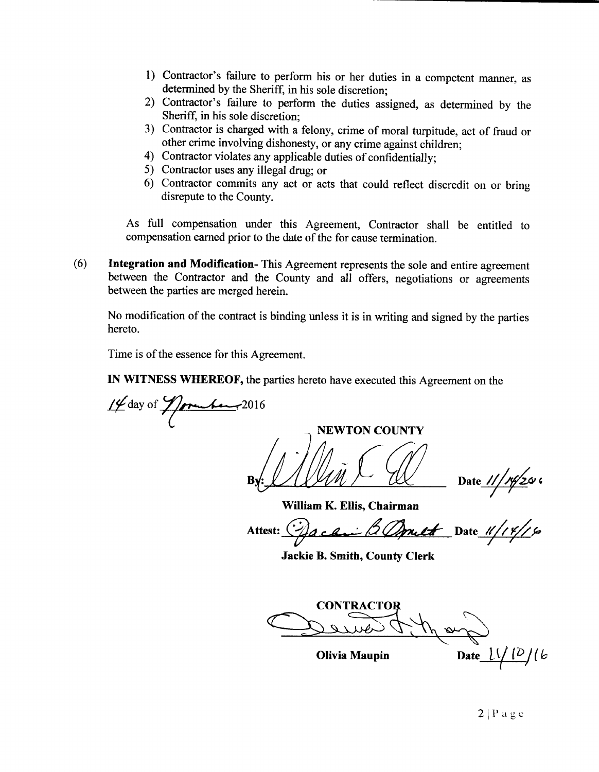1) Contractor's failure to perform his or her duties in a competent manner, as determined by the Sheriff, in his sole discretion;
2) Contractor's failure to perform the duties assigned, as determined by the Sheriff, in his sole discretion;
3) Contractor is charged with a felony, crime of moral turpitude, act of fraud or other crime involving dishonesty, or any crime against children;
4) Contractor violates any applicable duties of confidentially;
5) Contractor uses any illegal drug; or
6) Contractor commits any act or acts that could reflect discredit on or bring disrepute to the County.

As full compensation under this Agreement, Contractor shall be entitled to compensation earned prior to the date of the for cause termination.

(6) **Integration and Modification**- This Agreement represents the sole and entire agreement between the Contractor and the County and all offers, negotiations or agreements between the parties are merged herein.

No modification of the contract is binding unless it is in writing and signed by the parties hereto.

Time is of the essence for this Agreement.

**IN WITNESS WHEREOF,** the parties hereto have executed this Agreement on the

14 day of November 2016

**NEWTON COUNTY**

By: _[signature]_ Date 11/14/2016

**William K. Ellis, Chairman**

Attest: _[signature]_ Date 11/14/16

**Jackie B. Smith, County Clerk**

**CONTRACTOR**

_[signature]_

**Olivia Maupin** Date 11/10/16